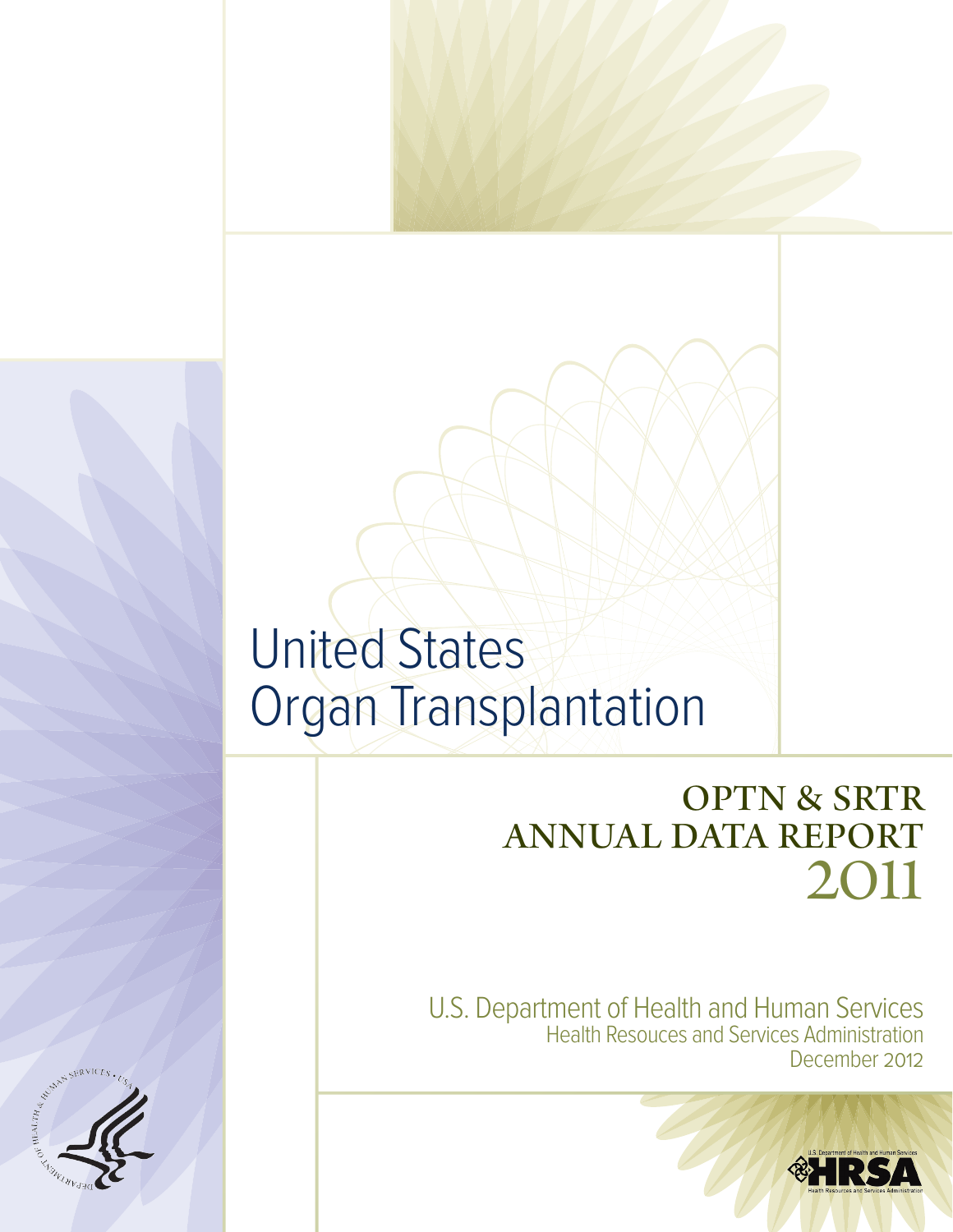# United States Organ Transplantation

## OPTN & SRTR ANNUAL DATA REPORT 2011

U.S. Department of Health and Human Services
Health Resouces and Services Administration
December 2012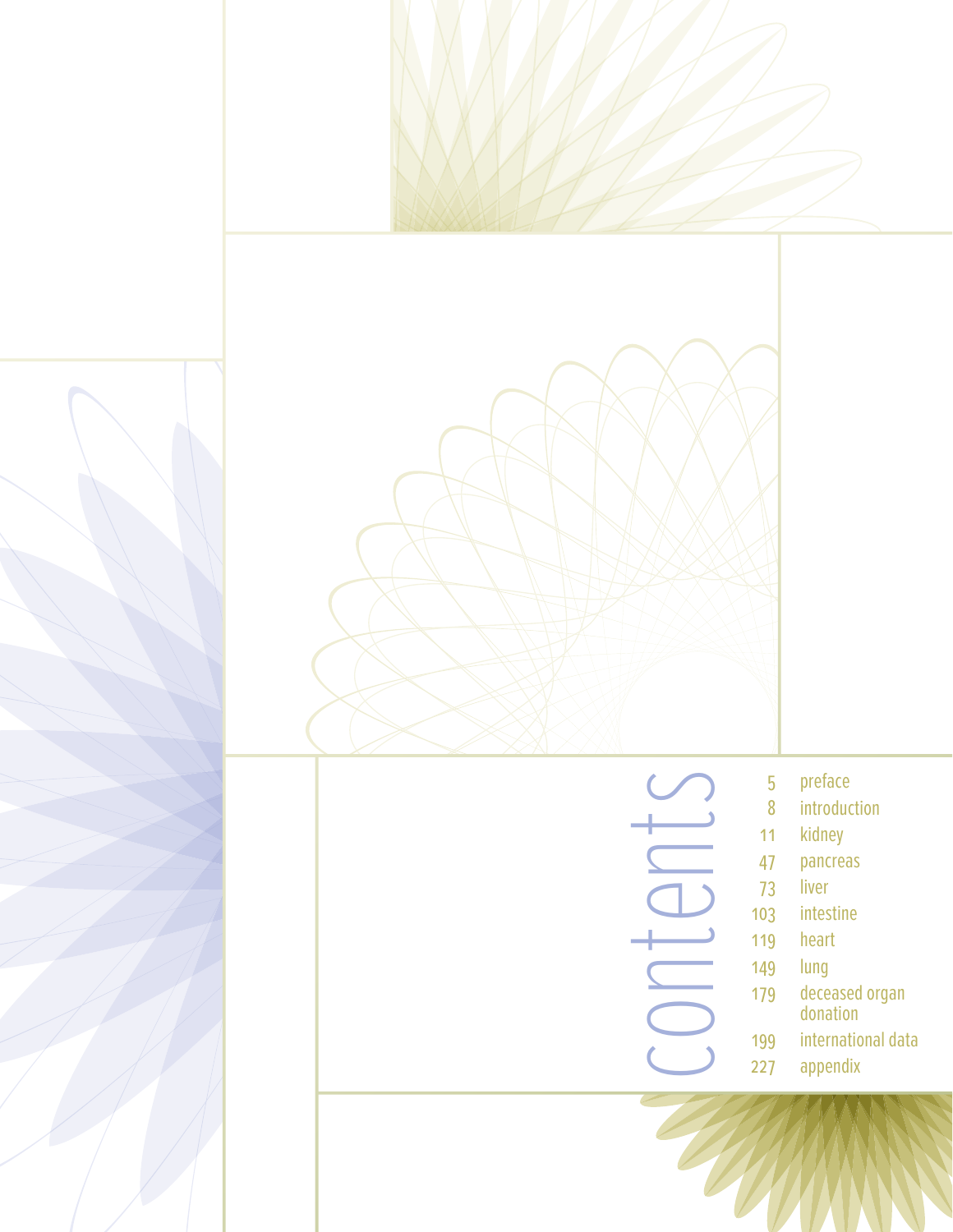# contents

| | |
|---|---|
| 5 | preface |
| 8 | introduction |
| 11 | kidney |
| 47 | pancreas |
| 73 | liver |
| 103 | intestine |
| 119 | heart |
| 149 | lung |
| 179 | deceased organ donation |
| 199 | international data |
| 227 | appendix |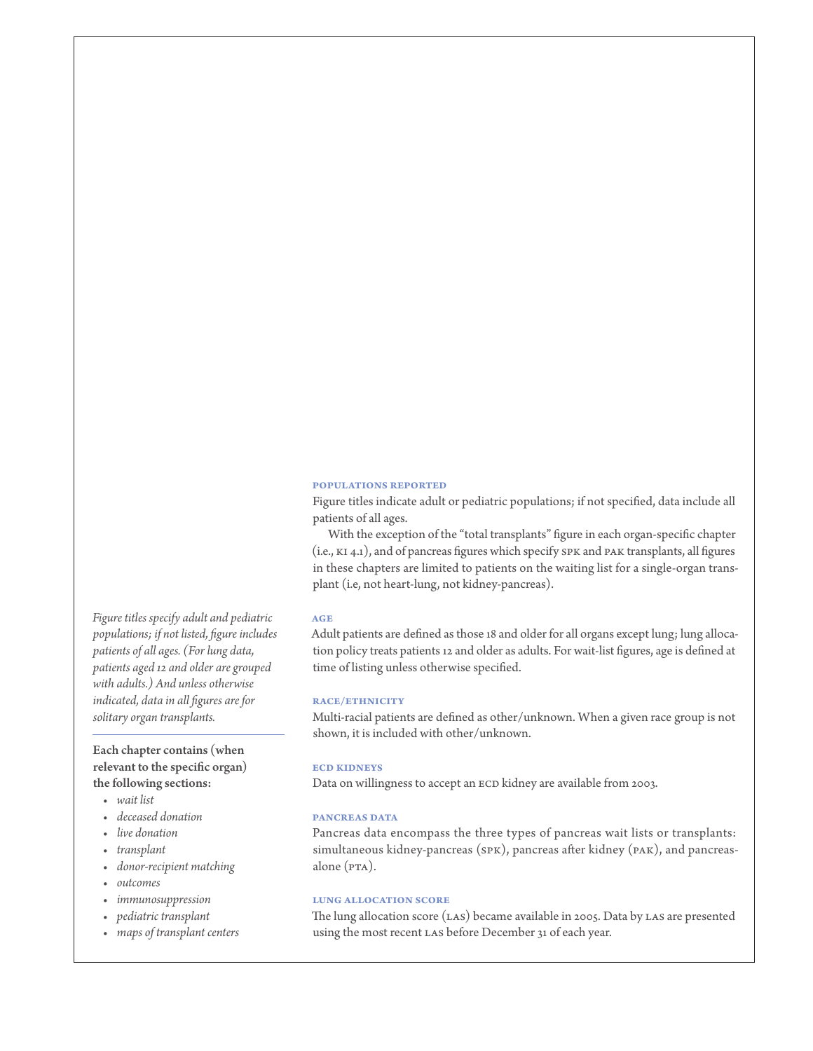### POPULATIONS REPORTED

Figure titles indicate adult or pediatric populations; if not specified, data include all patients of all ages.

With the exception of the "total transplants" figure in each organ-specific chapter (i.e., KI 4.1), and of pancreas figures which specify SPK and PAK transplants, all figures in these chapters are limited to patients on the waiting list for a single-organ transplant (i.e, not heart-lung, not kidney-pancreas).

*Figure titles specify adult and pediatric populations; if not listed, figure includes patients of all ages. (For lung data, patients aged 12 and older are grouped with adults.) And unless otherwise indicated, data in all figures are for solitary organ transplants.*

**Each chapter contains (when relevant to the specific organ) the following sections:**

- *wait list*
- *deceased donation*
- *live donation*
- *transplant*
- *donor-recipient matching*
- *outcomes*
- *immunosuppression*
- *pediatric transplant*
- *maps of transplant centers*

### AGE

Adult patients are defined as those 18 and older for all organs except lung; lung allocation policy treats patients 12 and older as adults. For wait-list figures, age is defined at time of listing unless otherwise specified.

### RACE/ETHNICITY

Multi-racial patients are defined as other/unknown. When a given race group is not shown, it is included with other/unknown.

### ECD KIDNEYS

Data on willingness to accept an ECD kidney are available from 2003.

### PANCREAS DATA

Pancreas data encompass the three types of pancreas wait lists or transplants: simultaneous kidney-pancreas (SPK), pancreas after kidney (PAK), and pancreas-alone (PTA).

### LUNG ALLOCATION SCORE

The lung allocation score (LAS) became available in 2005. Data by LAS are presented using the most recent LAS before December 31 of each year.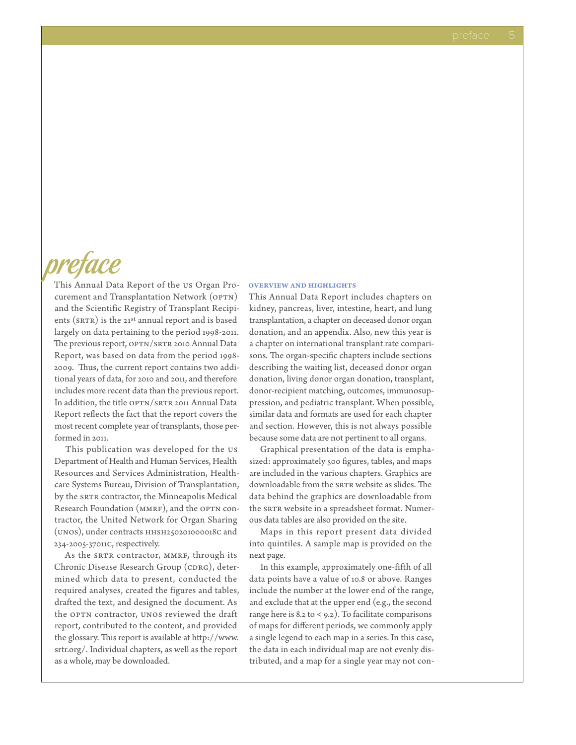# preface

This Annual Data Report of the US Organ Procurement and Transplantation Network (OPTN) and the Scientific Registry of Transplant Recipients (SRTR) is the 21st annual report and is based largely on data pertaining to the period 1998-2011. The previous report, OPTN/SRTR 2010 Annual Data Report, was based on data from the period 1998-2009. Thus, the current report contains two additional years of data, for 2010 and 2011, and therefore includes more recent data than the previous report. In addition, the title OPTN/SRTR 2011 Annual Data Report reflects the fact that the report covers the most recent complete year of transplants, those performed in 2011.

This publication was developed for the US Department of Health and Human Services, Health Resources and Services Administration, Healthcare Systems Bureau, Division of Transplantation, by the SRTR contractor, the Minneapolis Medical Research Foundation (MMRF), and the OPTN contractor, the United Network for Organ Sharing (UNOS), under contracts HHSH250201000018C and 234-2005-37011C, respectively.

As the SRTR contractor, MMRF, through its Chronic Disease Research Group (CDRG), determined which data to present, conducted the required analyses, created the figures and tables, drafted the text, and designed the document. As the OPTN contractor, UNOS reviewed the draft report, contributed to the content, and provided the glossary. This report is available at http://www.srtr.org/. Individual chapters, as well as the report as a whole, may be downloaded.

### OVERVIEW AND HIGHLIGHTS

This Annual Data Report includes chapters on kidney, pancreas, liver, intestine, heart, and lung transplantation, a chapter on deceased donor organ donation, and an appendix. Also, new this year is a chapter on international transplant rate comparisons. The organ-specific chapters include sections describing the waiting list, deceased donor organ donation, living donor organ donation, transplant, donor-recipient matching, outcomes, immunosuppression, and pediatric transplant. When possible, similar data and formats are used for each chapter and section. However, this is not always possible because some data are not pertinent to all organs.

Graphical presentation of the data is emphasized: approximately 500 figures, tables, and maps are included in the various chapters. Graphics are downloadable from the SRTR website as slides. The data behind the graphics are downloadable from the SRTR website in a spreadsheet format. Numerous data tables are also provided on the site.

Maps in this report present data divided into quintiles. A sample map is provided on the next page.

In this example, approximately one-fifth of all data points have a value of 10.8 or above. Ranges include the number at the lower end of the range, and exclude that at the upper end (e.g., the second range here is 8.2 to < 9.2). To facilitate comparisons of maps for different periods, we commonly apply a single legend to each map in a series. In this case, the data in each individual map are not evenly distributed, and a map for a single year may not con-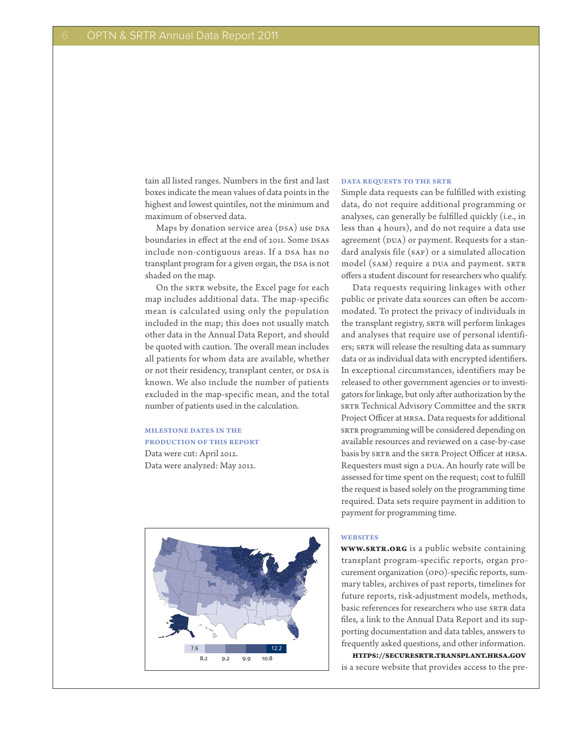tain all listed ranges. Numbers in the first and last boxes indicate the mean values of data points in the highest and lowest quintiles, not the minimum and maximum of observed data.

Maps by donation service area (DSA) use DSA boundaries in effect at the end of 2011. Some DSAs include non-contiguous areas. If a DSA has no transplant program for a given organ, the DSA is not shaded on the map.

On the SRTR website, the Excel page for each map includes additional data. The map-specific mean is calculated using only the population included in the map; this does not usually match other data in the Annual Data Report, and should be quoted with caution. The overall mean includes all patients for whom data are available, whether or not their residency, transplant center, or DSA is known. We also include the number of patients excluded in the map-specific mean, and the total number of patients used in the calculation.

### MILESTONE DATES IN THE PRODUCTION OF THIS REPORT

Data were cut: April 2012.
Data were analyzed: May 2012.

### DATA REQUESTS TO THE SRTR

Simple data requests can be fulfilled with existing data, do not require additional programming or analyses, can generally be fulfilled quickly (i.e., in less than 4 hours), and do not require a data use agreement (DUA) or payment. Requests for a standard analysis file (SAF) or a simulated allocation model (SAM) require a DUA and payment. SRTR offers a student discount for researchers who qualify.

Data requests requiring linkages with other public or private data sources can often be accommodated. To protect the privacy of individuals in the transplant registry, SRTR will perform linkages and analyses that require use of personal identifiers; SRTR will release the resulting data as summary data or as individual data with encrypted identifiers. In exceptional circumstances, identifiers may be released to other government agencies or to investigators for linkage, but only after authorization by the SRTR Technical Advisory Committee and the SRTR Project Officer at HRSA. Data requests for additional SRTR programming will be considered depending on available resources and reviewed on a case-by-case basis by SRTR and the SRTR Project Officer at HRSA. Requesters must sign a DUA. An hourly rate will be assessed for time spent on the request; cost to fulfill the request is based solely on the programming time required. Data sets require payment in addition to payment for programming time.

### WEBSITES

**WWW.SRTR.ORG** is a public website containing transplant program-specific reports, organ procurement organization (OPO)-specific reports, summary tables, archives of past reports, timelines for future reports, risk-adjustment models, methods, basic references for researchers who use SRTR data files, a link to the Annual Data Report and its supporting documentation and data tables, answers to frequently asked questions, and other information.

**HTTPS://SECURESRTR.TRANSPLANT.HRSA.GOV** is a secure website that provides access to the pre-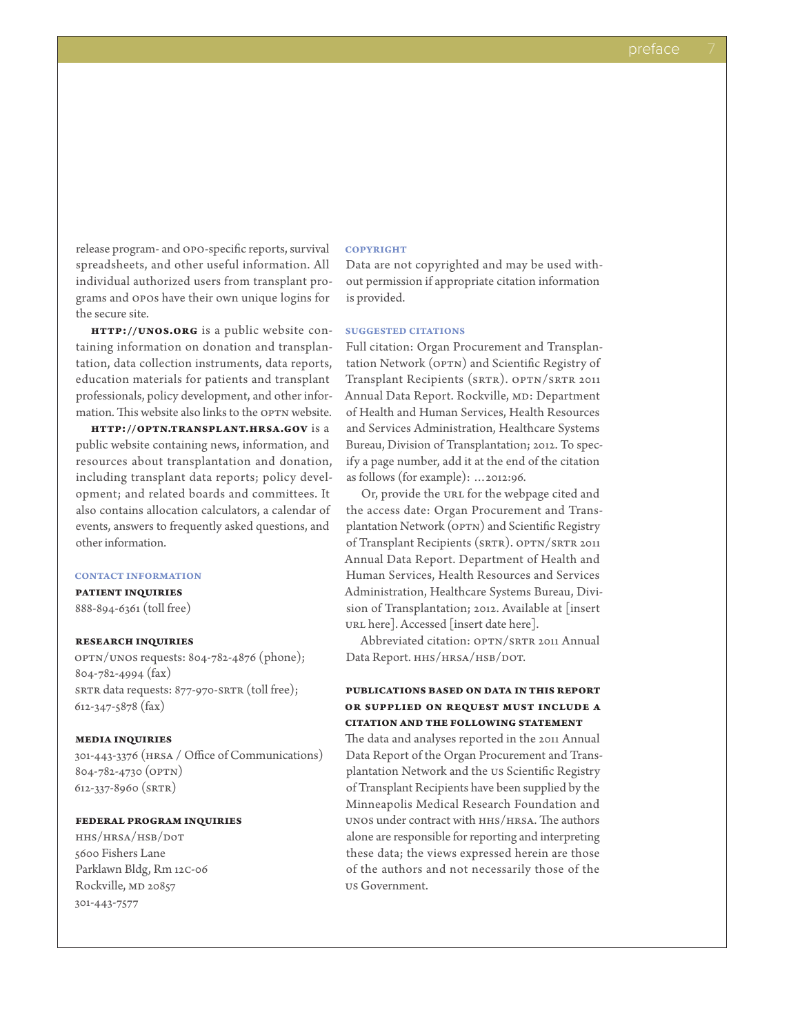release program- and OPO-specific reports, survival spreadsheets, and other useful information. All individual authorized users from transplant programs and OPOs have their own unique logins for the secure site.

**HTTP://UNOS.ORG** is a public website containing information on donation and transplantation, data collection instruments, data reports, education materials for patients and transplant professionals, policy development, and other information. This website also links to the OPTN website.

**HTTP://OPTN.TRANSPLANT.HRSA.GOV** is a public website containing news, information, and resources about transplantation and donation, including transplant data reports; policy development; and related boards and committees. It also contains allocation calculators, a calendar of events, answers to frequently asked questions, and other information.

## CONTACT INFORMATION

### PATIENT INQUIRIES

888-894-6361 (toll free)

### RESEARCH INQUIRIES

OPTN/UNOS requests: 804-782-4876 (phone); 804-782-4994 (fax)
SRTR data requests: 877-970-SRTR (toll free); 612-347-5878 (fax)

### MEDIA INQUIRIES

301-443-3376 (HRSA / Office of Communications)
804-782-4730 (OPTN)
612-337-8960 (SRTR)

### FEDERAL PROGRAM INQUIRIES

HHS/HRSA/HSB/DOT
5600 Fishers Lane
Parklawn Bldg, Rm 12C-06
Rockville, MD 20857
301-443-7577

## COPYRIGHT

Data are not copyrighted and may be used without permission if appropriate citation information is provided.

## SUGGESTED CITATIONS

Full citation: Organ Procurement and Transplantation Network (OPTN) and Scientific Registry of Transplant Recipients (SRTR). OPTN/SRTR 2011 Annual Data Report. Rockville, MD: Department of Health and Human Services, Health Resources and Services Administration, Healthcare Systems Bureau, Division of Transplantation; 2012. To specify a page number, add it at the end of the citation as follows (for example): ...2012:96.

Or, provide the URL for the webpage cited and the access date: Organ Procurement and Transplantation Network (OPTN) and Scientific Registry of Transplant Recipients (SRTR). OPTN/SRTR 2011 Annual Data Report. Department of Health and Human Services, Health Resources and Services Administration, Healthcare Systems Bureau, Division of Transplantation; 2012. Available at [insert URL here]. Accessed [insert date here].

Abbreviated citation: OPTN/SRTR 2011 Annual Data Report. HHS/HRSA/HSB/DOT.

### PUBLICATIONS BASED ON DATA IN THIS REPORT OR SUPPLIED ON REQUEST MUST INCLUDE A CITATION AND THE FOLLOWING STATEMENT

The data and analyses reported in the 2011 Annual Data Report of the Organ Procurement and Transplantation Network and the US Scientific Registry of Transplant Recipients have been supplied by the Minneapolis Medical Research Foundation and UNOS under contract with HHS/HRSA. The authors alone are responsible for reporting and interpreting these data; the views expressed herein are those of the authors and not necessarily those of the US Government.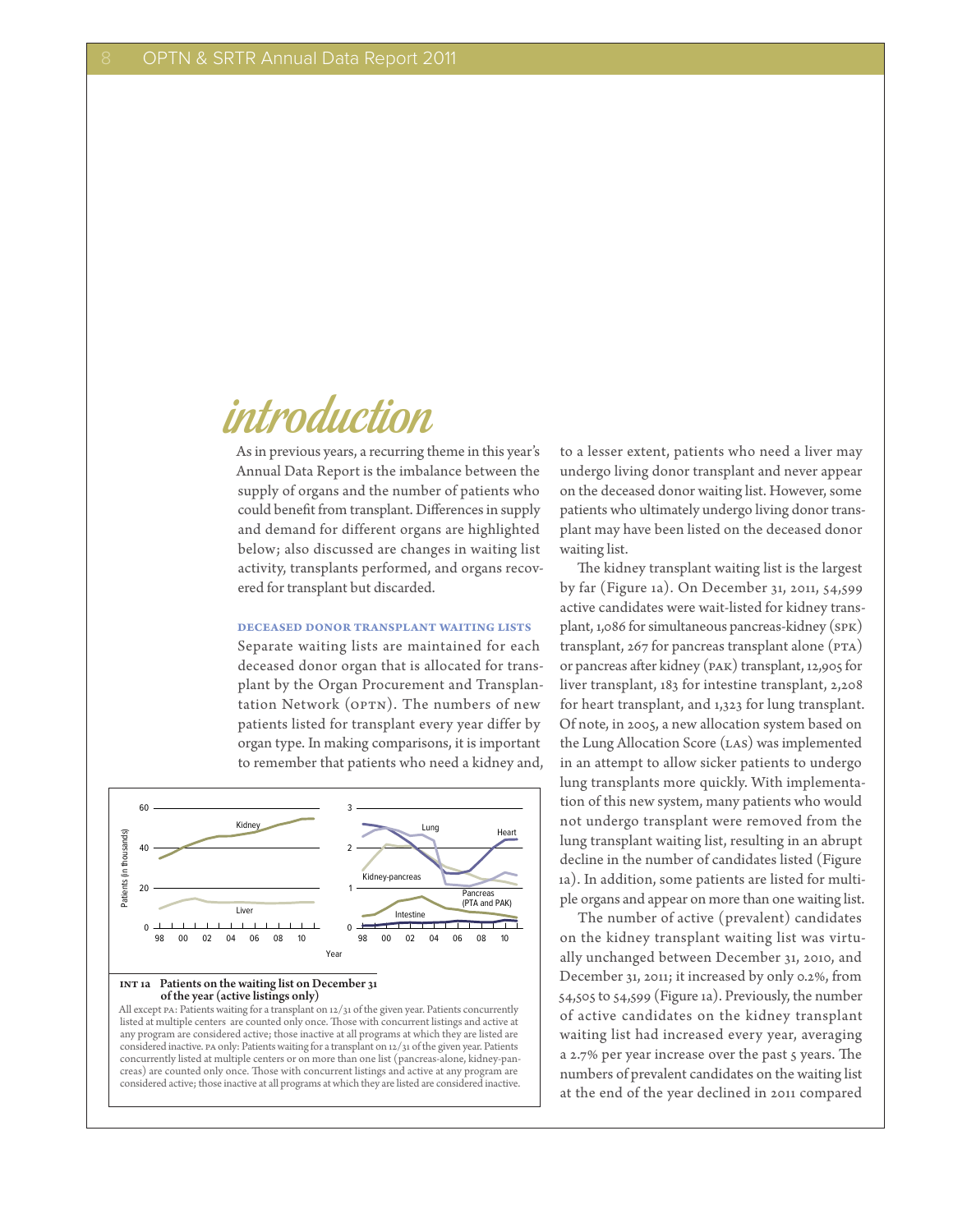# introduction

As in previous years, a recurring theme in this year's Annual Data Report is the imbalance between the supply of organs and the number of patients who could benefit from transplant. Differences in supply and demand for different organs are highlighted below; also discussed are changes in waiting list activity, transplants performed, and organs recovered for transplant but discarded.

### DECEASED DONOR TRANSPLANT WAITING LISTS

Separate waiting lists are maintained for each deceased donor organ that is allocated for transplant by the Organ Procurement and Transplantation Network (OPTN). The numbers of new patients listed for transplant every year differ by organ type. In making comparisons, it is important to remember that patients who need a kidney and, to a lesser extent, patients who need a liver may undergo living donor transplant and never appear on the deceased donor waiting list. However, some patients who ultimately undergo living donor transplant may have been listed on the deceased donor waiting list.

**INT 1a Patients on the waiting list on December 31 of the year (active listings only)**

All except PA: Patients waiting for a transplant on 12/31 of the given year. Patients concurrently listed at multiple centers are counted only once. Those with concurrent listings and active at any program are considered active; those inactive at all programs at which they are listed are considered inactive. PA only: Patients waiting for a transplant on 12/31 of the given year. Patients concurrently listed at multiple centers or on more than one list (pancreas-alone, kidney-pancreas) are counted only once. Those with concurrent listings and active at any program are considered active; those inactive at all programs at which they are listed are considered inactive.

The kidney transplant waiting list is the largest by far (Figure 1a). On December 31, 2011, 54,599 active candidates were wait-listed for kidney transplant, 1,086 for simultaneous pancreas-kidney (SPK) transplant, 267 for pancreas transplant alone (PTA) or pancreas after kidney (PAK) transplant, 12,905 for liver transplant, 183 for intestine transplant, 2,208 for heart transplant, and 1,323 for lung transplant. Of note, in 2005, a new allocation system based on the Lung Allocation Score (LAS) was implemented in an attempt to allow sicker patients to undergo lung transplants more quickly. With implementation of this new system, many patients who would not undergo transplant were removed from the lung transplant waiting list, resulting in an abrupt decline in the number of candidates listed (Figure 1a). In addition, some patients are listed for multiple organs and appear on more than one waiting list.

The number of active (prevalent) candidates on the kidney transplant waiting list was virtually unchanged between December 31, 2010, and December 31, 2011; it increased by only 0.2%, from 54,505 to 54,599 (Figure 1a). Previously, the number of active candidates on the kidney transplant waiting list had increased every year, averaging a 2.7% per year increase over the past 5 years. The numbers of prevalent candidates on the waiting list at the end of the year declined in 2011 compared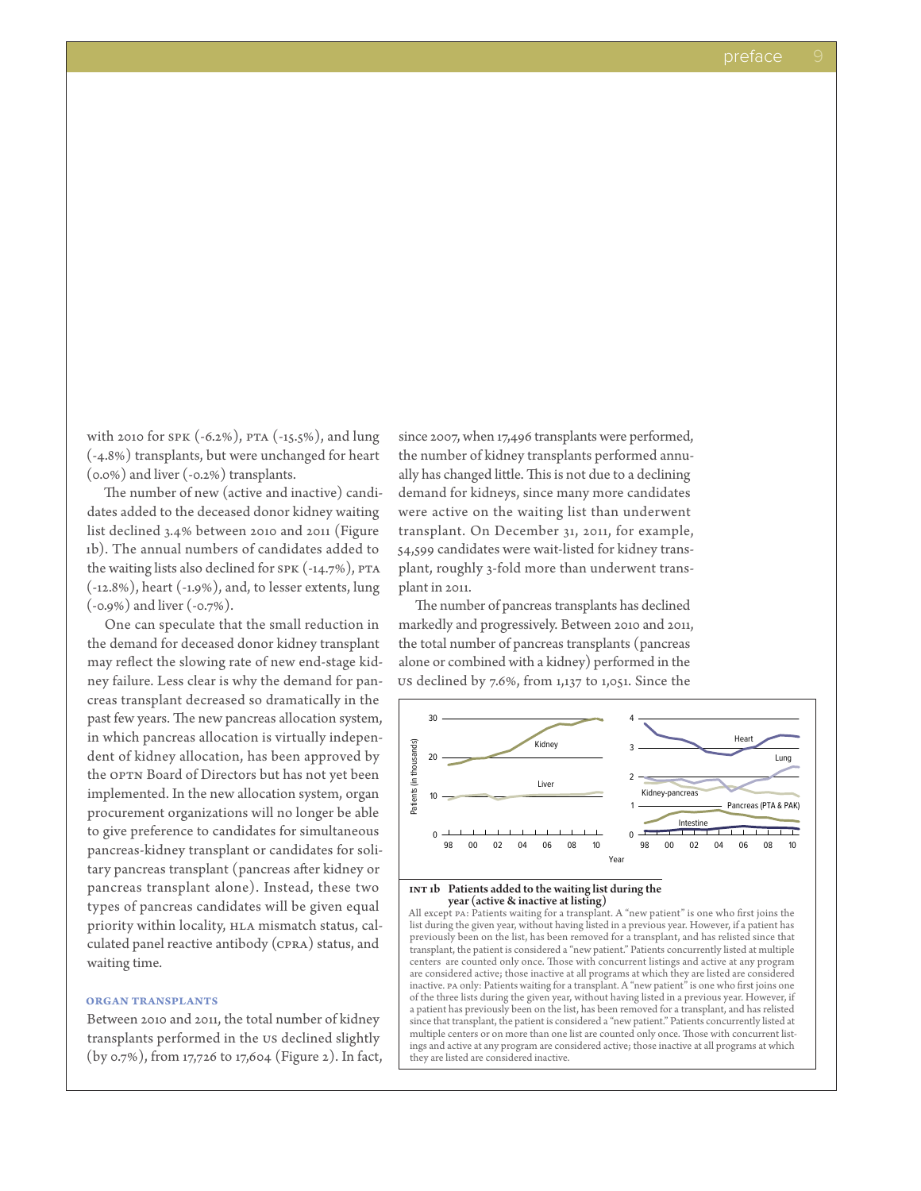with 2010 for SPK (-6.2%), PTA (-15.5%), and lung (-4.8%) transplants, but were unchanged for heart (0.0%) and liver (-0.2%) transplants.

The number of new (active and inactive) candidates added to the deceased donor kidney waiting list declined 3.4% between 2010 and 2011 (Figure 1b). The annual numbers of candidates added to the waiting lists also declined for SPK (-14.7%), PTA (-12.8%), heart (-1.9%), and, to lesser extents, lung (-0.9%) and liver (-0.7%).

One can speculate that the small reduction in the demand for deceased donor kidney transplant may reflect the slowing rate of new end-stage kidney failure. Less clear is why the demand for pancreas transplant decreased so dramatically in the past few years. The new pancreas allocation system, in which pancreas allocation is virtually independent of kidney allocation, has been approved by the OPTN Board of Directors but has not yet been implemented. In the new allocation system, organ procurement organizations will no longer be able to give preference to candidates for simultaneous pancreas-kidney transplant or candidates for solitary pancreas transplant (pancreas after kidney or pancreas transplant alone). Instead, these two types of pancreas candidates will be given equal priority within locality, HLA mismatch status, calculated panel reactive antibody (CPRA) status, and waiting time.

### ORGAN TRANSPLANTS

Between 2010 and 2011, the total number of kidney transplants performed in the US declined slightly (by 0.7%), from 17,726 to 17,604 (Figure 2). In fact, since 2007, when 17,496 transplants were performed, the number of kidney transplants performed annually has changed little. This is not due to a declining demand for kidneys, since many more candidates were active on the waiting list than underwent transplant. On December 31, 2011, for example, 54,599 candidates were wait-listed for kidney transplant, roughly 3-fold more than underwent transplant in 2011.

The number of pancreas transplants has declined markedly and progressively. Between 2010 and 2011, the total number of pancreas transplants (pancreas alone or combined with a kidney) performed in the US declined by 7.6%, from 1,137 to 1,051. Since the

**INT 1b Patients added to the waiting list during the year (active & inactive at listing)**

All except PA: Patients waiting for a transplant. A "new patient" is one who first joins the list during the given year, without having listed in a previous year. However, if a patient has previously been on the list, has been removed for a transplant, and has relisted since that transplant, the patient is considered a "new patient." Patients concurrently listed at multiple centers are counted only once. Those with concurrent listings and active at any program are considered active; those inactive at all programs at which they are listed are considered inactive. PA only: Patients waiting for a transplant. A "new patient" is one who first joins one of the three lists during the given year, without having listed in a previous year. However, if a patient has previously been on the list, has been removed for a transplant, and has relisted since that transplant, the patient is considered a "new patient." Patients concurrently listed at multiple centers or on more than one list are counted only once. Those with concurrent listings and active at any program are considered active; those inactive at all programs at which they are listed are considered inactive.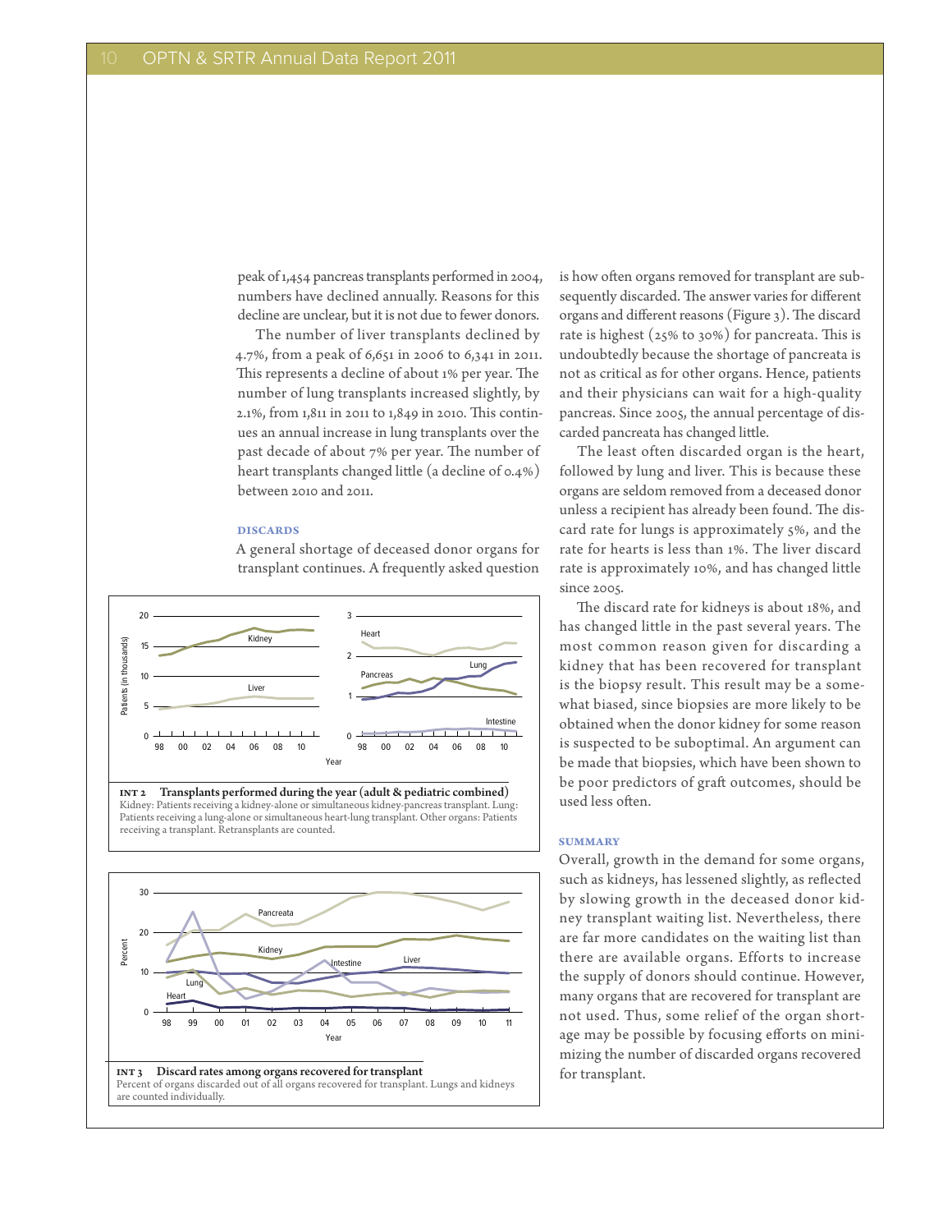peak of 1,454 pancreas transplants performed in 2004, numbers have declined annually. Reasons for this decline are unclear, but it is not due to fewer donors.

The number of liver transplants declined by 4.7%, from a peak of 6,651 in 2006 to 6,341 in 2011. This represents a decline of about 1% per year. The number of lung transplants increased slightly, by 2.1%, from 1,811 in 2011 to 1,849 in 2010. This continues an annual increase in lung transplants over the past decade of about 7% per year. The number of heart transplants changed little (a decline of 0.4%) between 2010 and 2011.

### DISCARDS

A general shortage of deceased donor organs for transplant continues. A frequently asked question is how often organs removed for transplant are subsequently discarded. The answer varies for different organs and different reasons (Figure 3). The discard rate is highest (25% to 30%) for pancreata. This is undoubtedly because the shortage of pancreata is not as critical as for other organs. Hence, patients and their physicians can wait for a high-quality pancreas. Since 2005, the annual percentage of discarded pancreata has changed little.

The least often discarded organ is the heart, followed by lung and liver. This is because these organs are seldom removed from a deceased donor unless a recipient has already been found. The discard rate for lungs is approximately 5%, and the rate for hearts is less than 1%. The liver discard rate is approximately 10%, and has changed little since 2005.

The discard rate for kidneys is about 18%, and has changed little in the past several years. The most common reason given for discarding a kidney that has been recovered for transplant is the biopsy result. This result may be a somewhat biased, since biopsies are more likely to be obtained when the donor kidney for some reason is suspected to be suboptimal. An argument can be made that biopsies, which have been shown to be poor predictors of graft outcomes, should be used less often.

Patients (in thousands)
20
15
10
5
0
Kidney
Liver
98 00 02 04 06 08 10
3
2
1
0
Heart
Lung
Pancreas
Intestine
98 00 02 04 06 08 10
Year

**INT 2 Transplants performed during the year (adult & pediatric combined)**
Kidney: Patients receiving a kidney-alone or simultaneous kidney-pancreas transplant. Lung: Patients receiving a lung-alone or simultaneous heart-lung transplant. Other organs: Patients receiving a transplant. Retransplants are counted.

Percent
30
20
10
0
Pancreata
Kidney
Intestine
Liver
Lung
Heart
98 99 00 01 02 03 04 05 06 07 08 09 10 11
Year

**INT 3 Discard rates among organs recovered for transplant**
Percent of organs discarded out of all organs recovered for transplant. Lungs and kidneys are counted individually.

### SUMMARY

Overall, growth in the demand for some organs, such as kidneys, has lessened slightly, as reflected by slowing growth in the deceased donor kidney transplant waiting list. Nevertheless, there are far more candidates on the waiting list than there are available organs. Efforts to increase the supply of donors should continue. However, many organs that are recovered for transplant are not used. Thus, some relief of the organ shortage may be possible by focusing efforts on minimizing the number of discarded organs recovered for transplant.